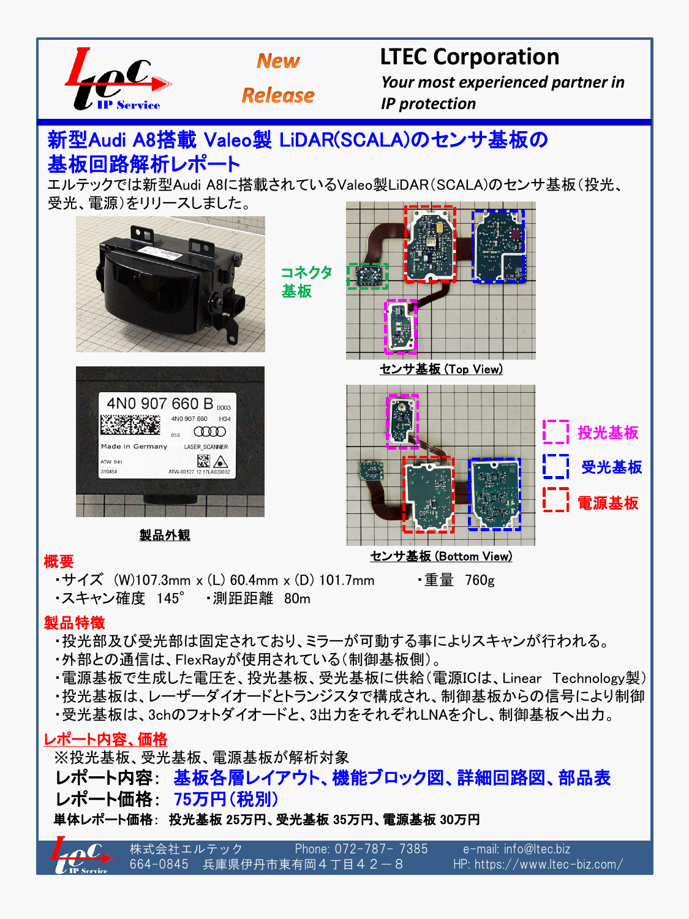LTEC Corporation

*Your most experienced partner in IP protection*

New Release

# 新型Audi A8搭載 Valeo製 LiDAR(SCALA)のセンサ基板の基板回路解析レポート

エルテックでは新型Audi A8に搭載されているValeo製LiDAR(SCALA)のセンサ基板(投光、受光、電源)をリリースしました。

製品外観

コネクタ基板

センサ基板 (Top View)

センサ基板 (Bottom View)

投光基板

受光基板

電源基板

## 概要

- サイズ (W)107.3mm x (L) 60.4mm x (D) 101.7mm
- 重量 760g
- スキャン確度 145°
- 測距距離 80m

## 製品特徴

- 投光部及び受光部は固定されており、ミラーが可動する事によりスキャンが行われる。
- 外部との通信は、FlexRayが使用されている(制御基板側)。
- 電源基板で生成した電圧を、投光基板、受光基板に供給(電源ICは、Linear Technology製)
- 投光基板は、レーザーダイオードとトランジスタで構成され、制御基板からの信号により制御
- 受光基板は、3chのフォトダイオードと、3出力をそれぞれLNAを介し、制御基板へ出力。

## レポート内容、価格

※投光基板、受光基板、電源基板が解析対象

**レポート内容: 基板各層レイアウト、機能ブロック図、詳細回路図、部品表**

**レポート価格: 75万円(税別)**

**単体レポート価格: 投光基板 25万円、受光基板 35万円、電源基板 30万円**

株式会社エルテック 664-0845 兵庫県伊丹市東有岡４丁目４２－８
Phone: 072-787- 7385 e-mail: info@ltec.biz HP: https://www.ltec-biz.com/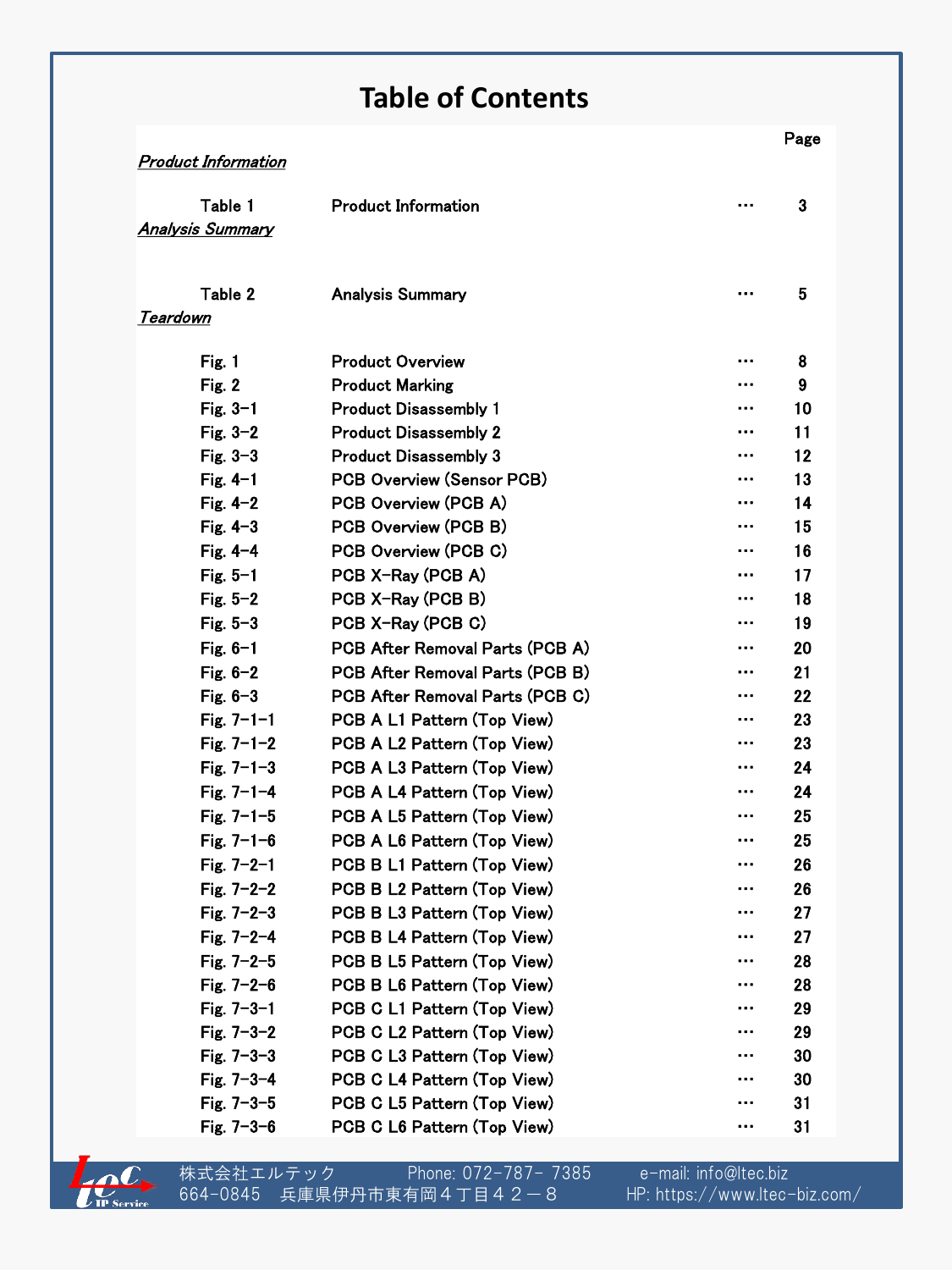# Table of Contents

| | | | Page |
|---|---|---|---|
| ***Product Information*** | | | |
| Table 1 | Product Information | … | 3 |
| ***Analysis Summary*** | | | |
| Table 2 | Analysis Summary | … | 5 |
| ***Teardown*** | | | |
| Fig. 1 | Product Overview | … | 8 |
| Fig. 2 | Product Marking | … | 9 |
| Fig. 3-1 | Product Disassembly 1 | … | 10 |
| Fig. 3-2 | Product Disassembly 2 | … | 11 |
| Fig. 3-3 | Product Disassembly 3 | … | 12 |
| Fig. 4-1 | PCB Overview (Sensor PCB) | … | 13 |
| Fig. 4-2 | PCB Overview (PCB A) | … | 14 |
| Fig. 4-3 | PCB Overview (PCB B) | … | 15 |
| Fig. 4-4 | PCB Overview (PCB C) | … | 16 |
| Fig. 5-1 | PCB X-Ray (PCB A) | … | 17 |
| Fig. 5-2 | PCB X-Ray (PCB B) | … | 18 |
| Fig. 5-3 | PCB X-Ray (PCB C) | … | 19 |
| Fig. 6-1 | PCB After Removal Parts (PCB A) | … | 20 |
| Fig. 6-2 | PCB After Removal Parts (PCB B) | … | 21 |
| Fig. 6-3 | PCB After Removal Parts (PCB C) | … | 22 |
| Fig. 7-1-1 | PCB A L1 Pattern (Top View) | … | 23 |
| Fig. 7-1-2 | PCB A L2 Pattern (Top View) | … | 23 |
| Fig. 7-1-3 | PCB A L3 Pattern (Top View) | … | 24 |
| Fig. 7-1-4 | PCB A L4 Pattern (Top View) | … | 24 |
| Fig. 7-1-5 | PCB A L5 Pattern (Top View) | … | 25 |
| Fig. 7-1-6 | PCB A L6 Pattern (Top View) | … | 25 |
| Fig. 7-2-1 | PCB B L1 Pattern (Top View) | … | 26 |
| Fig. 7-2-2 | PCB B L2 Pattern (Top View) | … | 26 |
| Fig. 7-2-3 | PCB B L3 Pattern (Top View) | … | 27 |
| Fig. 7-2-4 | PCB B L4 Pattern (Top View) | … | 27 |
| Fig. 7-2-5 | PCB B L5 Pattern (Top View) | … | 28 |
| Fig. 7-2-6 | PCB B L6 Pattern (Top View) | … | 28 |
| Fig. 7-3-1 | PCB C L1 Pattern (Top View) | … | 29 |
| Fig. 7-3-2 | PCB C L2 Pattern (Top View) | … | 29 |
| Fig. 7-3-3 | PCB C L3 Pattern (Top View) | … | 30 |
| Fig. 7-3-4 | PCB C L4 Pattern (Top View) | … | 30 |
| Fig. 7-3-5 | PCB C L5 Pattern (Top View) | … | 31 |
| Fig. 7-3-6 | PCB C L6 Pattern (Top View) | … | 31 |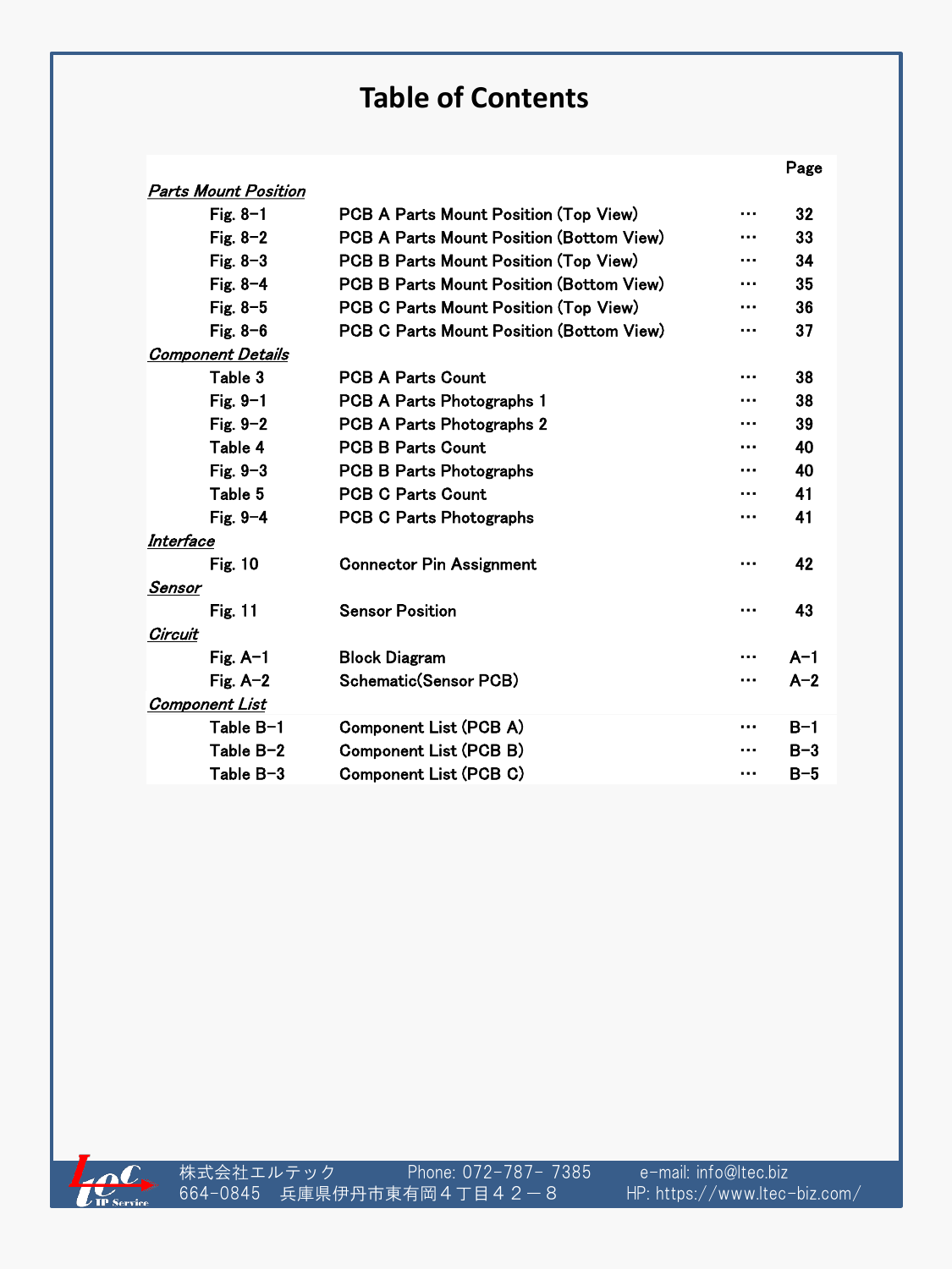# Table of Contents

| | | | | Page |
|---|---|---|---|---|
| ***Parts Mount Position*** | | | | |
| | Fig. 8−1 | PCB A Parts Mount Position (Top View) | ··· | 32 |
| | Fig. 8−2 | PCB A Parts Mount Position (Bottom View) | ··· | 33 |
| | Fig. 8−3 | PCB B Parts Mount Position (Top View) | ··· | 34 |
| | Fig. 8−4 | PCB B Parts Mount Position (Bottom View) | ··· | 35 |
| | Fig. 8−5 | PCB C Parts Mount Position (Top View) | ··· | 36 |
| | Fig. 8−6 | PCB C Parts Mount Position (Bottom View) | ··· | 37 |
| ***Component Details*** | | | | |
| | Table 3 | PCB A Parts Count | ··· | 38 |
| | Fig. 9−1 | PCB A Parts Photographs 1 | ··· | 38 |
| | Fig. 9−2 | PCB A Parts Photographs 2 | ··· | 39 |
| | Table 4 | PCB B Parts Count | ··· | 40 |
| | Fig. 9−3 | PCB B Parts Photographs | ··· | 40 |
| | Table 5 | PCB C Parts Count | ··· | 41 |
| | Fig. 9−4 | PCB C Parts Photographs | ··· | 41 |
| ***Interface*** | | | | |
| | Fig. 10 | Connector Pin Assignment | ··· | 42 |
| ***Sensor*** | | | | |
| | Fig. 11 | Sensor Position | ··· | 43 |
| ***Circuit*** | | | | |
| | Fig. A−1 | Block Diagram | ··· | A−1 |
| | Fig. A−2 | Schematic(Sensor PCB) | ··· | A−2 |
| ***Component List*** | | | | |
| | Table B−1 | Component List (PCB A) | ··· | B−1 |
| | Table B−2 | Component List (PCB B) | ··· | B−3 |
| | Table B−3 | Component List (PCB C) | ··· | B−5 |